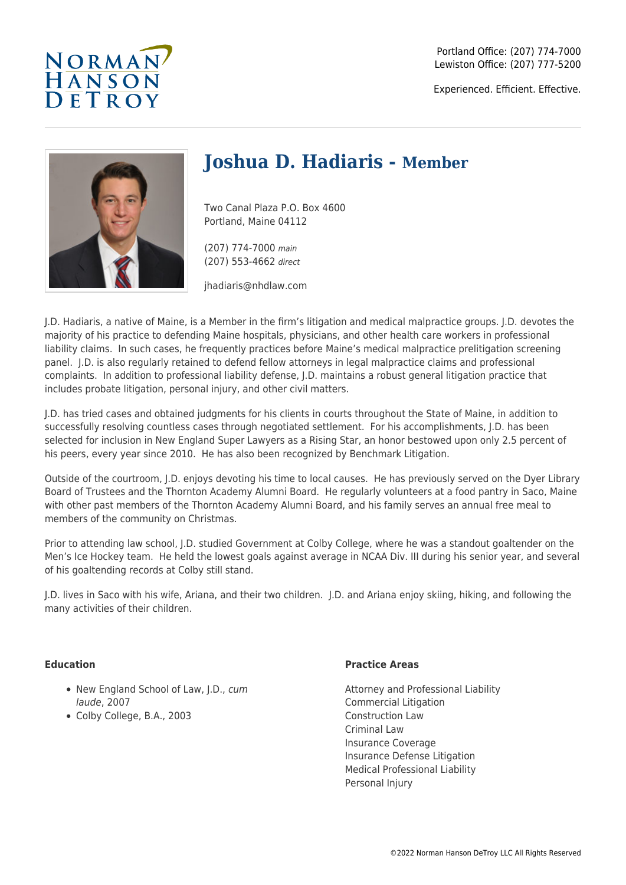NORMAN HANSON DETROY

Portland Office: (207) 774-7000
Lewiston Office: (207) 777-5200

Experienced. Efficient. Effective.

# Joshua D. Hadiaris - Member

Two Canal Plaza P.O. Box 4600
Portland, Maine 04112

(207) 774-7000 *main*
(207) 553-4662 *direct*

jhadiaris@nhdlaw.com

J.D. Hadiaris, a native of Maine, is a Member in the firm's litigation and medical malpractice groups. J.D. devotes the majority of his practice to defending Maine hospitals, physicians, and other health care workers in professional liability claims. In such cases, he frequently practices before Maine's medical malpractice prelitigation screening panel. J.D. is also regularly retained to defend fellow attorneys in legal malpractice claims and professional complaints. In addition to professional liability defense, J.D. maintains a robust general litigation practice that includes probate litigation, personal injury, and other civil matters.

J.D. has tried cases and obtained judgments for his clients in courts throughout the State of Maine, in addition to successfully resolving countless cases through negotiated settlement. For his accomplishments, J.D. has been selected for inclusion in New England Super Lawyers as a Rising Star, an honor bestowed upon only 2.5 percent of his peers, every year since 2010. He has also been recognized by Benchmark Litigation.

Outside of the courtroom, J.D. enjoys devoting his time to local causes. He has previously served on the Dyer Library Board of Trustees and the Thornton Academy Alumni Board. He regularly volunteers at a food pantry in Saco, Maine with other past members of the Thornton Academy Alumni Board, and his family serves an annual free meal to members of the community on Christmas.

Prior to attending law school, J.D. studied Government at Colby College, where he was a standout goaltender on the Men's Ice Hockey team. He held the lowest goals against average in NCAA Div. III during his senior year, and several of his goaltending records at Colby still stand.

J.D. lives in Saco with his wife, Ariana, and their two children. J.D. and Ariana enjoy skiing, hiking, and following the many activities of their children.

**Education**

- New England School of Law, J.D., *cum laude*, 2007
- Colby College, B.A., 2003

**Practice Areas**

Attorney and Professional Liability
Commercial Litigation
Construction Law
Criminal Law
Insurance Coverage
Insurance Defense Litigation
Medical Professional Liability
Personal Injury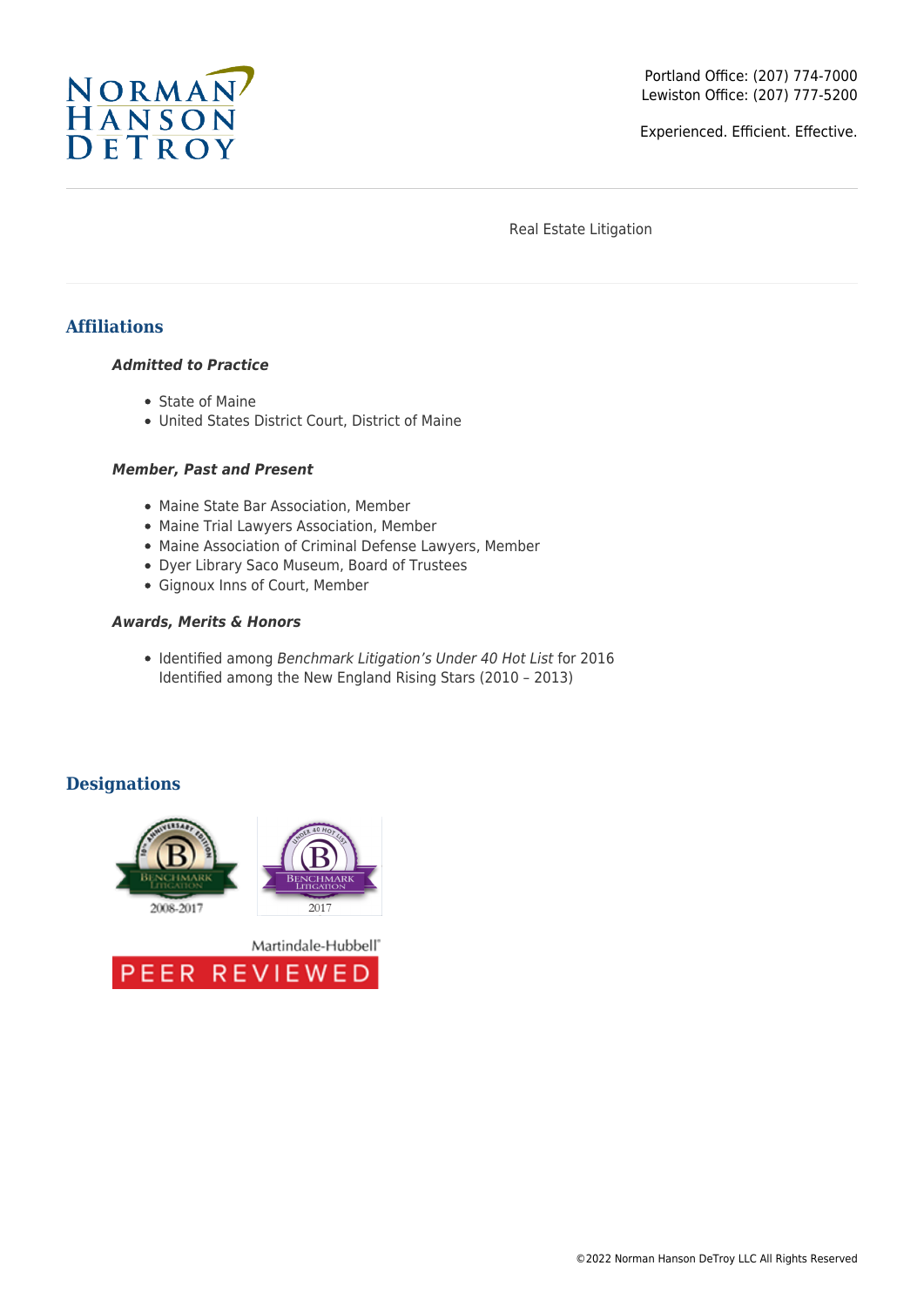Real Estate Litigation

## Affiliations

***Admitted to Practice***

- State of Maine
- United States District Court, District of Maine

***Member, Past and Present***

- Maine State Bar Association, Member
- Maine Trial Lawyers Association, Member
- Maine Association of Criminal Defense Lawyers, Member
- Dyer Library Saco Museum, Board of Trustees
- Gignoux Inns of Court, Member

***Awards, Merits & Honors***

- Identified among *Benchmark Litigation's Under 40 Hot List* for 2016
  Identified among the New England Rising Stars (2010 – 2013)

## Designations